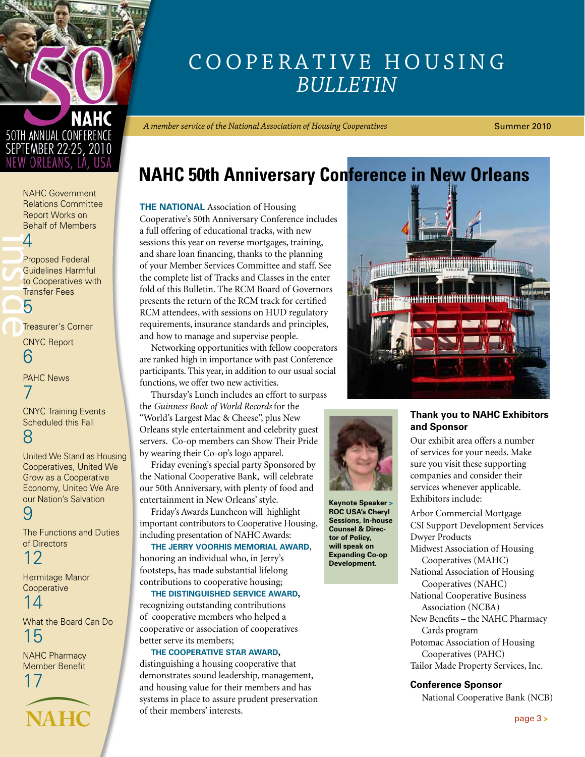# COOPERATIVE HOUSING *BULLETIN*

*A member service of the National Association of Housing Cooperatives* — Summer 2010

50 NAHC
50TH ANNUAL CONFERENCE
SEPTEMBER 22-25, 2010
NEW ORLEANS, LA, USA

**Inside**

NAHC Government Relations Committee Report Works on Behalf of Members — 4

Proposed Federal Guidelines Harmful to Cooperatives with Transfer Fees — 5

Treasurer's Corner

CNYC Report — 6

PAHC News — 7

CNYC Training Events Scheduled this Fall — 8

United We Stand as Housing Cooperatives, United We Grow as a Cooperative Economy, United We Are our Nation's Salvation — 9

The Functions and Duties of Directors — 12

Hermitage Manor Cooperative — 14

What the Board Can Do — 15

NAHC Pharmacy Member Benefit — 17

NAHC

## NAHC 50th Anniversary Conference in New Orleans

**THE NATIONAL** Association of Housing Cooperative's 50th Anniversary Conference includes a full offering of educational tracks, with new sessions this year on reverse mortgages, training, and share loan financing, thanks to the planning of your Member Services Committee and staff. See the complete list of Tracks and Classes in the enter fold of this Bulletin. The RCM Board of Governors presents the return of the RCM track for certified RCM attendees, with sessions on HUD regulatory requirements, insurance standards and principles, and how to manage and supervise people.

Networking opportunities with fellow cooperators are ranked high in importance with past Conference participants. This year, in addition to our usual social functions, we offer two new activities.

Thursday's Lunch includes an effort to surpass the *Guinness Book of World Records* for the "World's Largest Mac & Cheese", plus New Orleans style entertainment and celebrity guest servers. Co-op members can Show Their Pride by wearing their Co-op's logo apparel.

Friday evening's special party Sponsored by the National Cooperative Bank, will celebrate our 50th Anniversary, with plenty of food and entertainment in New Orleans' style.

Friday's Awards Luncheon will highlight important contributors to Cooperative Housing, including presentation of NAHC Awards:

**THE JERRY VOORHIS MEMORIAL AWARD**, honoring an individual who, in Jerry's footsteps, has made substantial lifelong contributions to cooperative housing;

**THE DISTINGUISHED SERVICE AWARD**, recognizing outstanding contributions of cooperative members who helped a cooperative or association of cooperatives better serve its members;

**THE COOPERATIVE STAR AWARD**, distinguishing a housing cooperative that demonstrates sound leadership, management, and housing value for their members and has systems in place to assure prudent preservation of their members' interests.

**Keynote Speaker > ROC USA's Cheryl Sessions, In-house Counsel & Director of Policy, will speak on Expanding Co-op Development.**

### Thank you to NAHC Exhibitors and Sponsor

Our exhibit area offers a number of services for your needs. Make sure you visit these supporting companies and consider their services whenever applicable. Exhibitors include:

Arbor Commercial Mortgage
CSI Support Development Services
Dwyer Products
Midwest Association of Housing Cooperatives (MAHC)
National Association of Housing Cooperatives (NAHC)
National Cooperative Business Association (NCBA)
New Benefits – the NAHC Pharmacy Cards program
Potomac Association of Housing Cooperatives (PAHC)
Tailor Made Property Services, Inc.

### Conference Sponsor

National Cooperative Bank (NCB)

page 3 >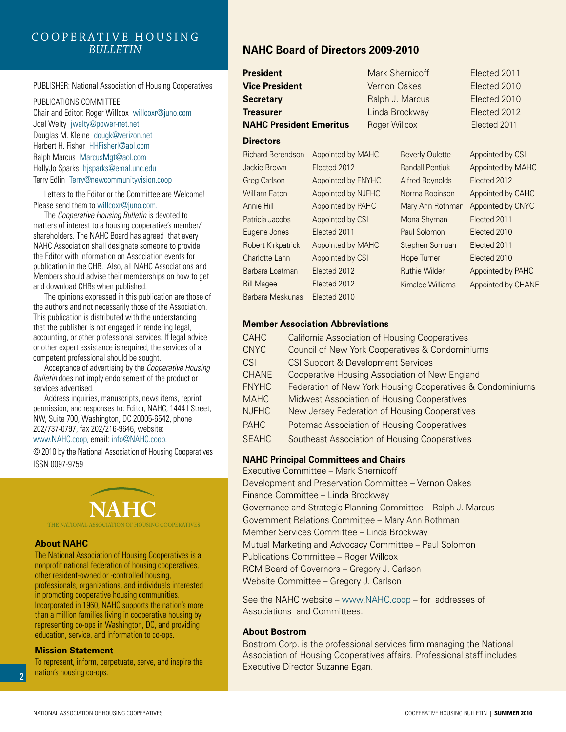# COOPERATIVE HOUSING *BULLETIN*

PUBLISHER: National Association of Housing Cooperatives

PUBLICATIONS COMMITTEE
Chair and Editor: Roger Willcox willcoxr@juno.com
Joel Welty jwelty@power-net.net
Douglas M. Kleine dougk@verizon.net
Herbert H. Fisher HHFisherl@aol.com
Ralph Marcus MarcusMgt@aol.com
HollyJo Sparks hjsparks@emal.unc.edu
Terry Edlin Terry@newcommunityvision.coop

Letters to the Editor or the Committee are Welcome! Please send them to willcoxr@juno.com.

The *Cooperative Housing Bulletin* is devoted to matters of interest to a housing cooperative's member/shareholders. The NAHC Board has agreed that every NAHC Association shall designate someone to provide the Editor with information on Association events for publication in the CHB. Also, all NAHC Associations and Members should advise their memberships on how to get and download CHBs when published.

The opinions expressed in this publication are those of the authors and not necessarily those of the Association. This publication is distributed with the understanding that the publisher is not engaged in rendering legal, accounting, or other professional services. If legal advice or other expert assistance is required, the services of a competent professional should be sought.

Acceptance of advertising by the *Cooperative Housing Bulletin* does not imply endorsement of the product or services advertised.

Address inquiries, manuscripts, news items, reprint permission, and responses to: Editor, NAHC, 1444 I Street, NW, Suite 700, Washington, DC 20005-6542, phone 202/737-0797, fax 202/216-9646, website: www.NAHC.coop, email: info@NAHC.coop.

© 2010 by the National Association of Housing Cooperatives
ISSN 0097-9759

NAHC
THE NATIONAL ASSOCIATION OF HOUSING COOPERATIVES

## About NAHC

The National Association of Housing Cooperatives is a nonprofit national federation of housing cooperatives, other resident-owned or -controlled housing, professionals, organizations, and individuals interested in promoting cooperative housing communities. Incorporated in 1960, NAHC supports the nation's more than a million families living in cooperative housing by representing co-ops in Washington, DC, and providing education, service, and information to co-ops.

## Mission Statement

To represent, inform, perpetuate, serve, and inspire the nation's housing co-ops.

## NAHC Board of Directors 2009-2010

| | | |
|---|---|---|
| **President** | Mark Shernicoff | Elected 2011 |
| **Vice President** | Vernon Oakes | Elected 2010 |
| **Secretary** | Ralph J. Marcus | Elected 2010 |
| **Treasurer** | Linda Brockway | Elected 2012 |
| **NAHC President Emeritus** | Roger Willcox | Elected 2011 |

### Directors

| | | | |
|---|---|---|---|
| Richard Berendson | Appointed by MAHC | Beverly Oulette | Appointed by CSI |
| Jackie Brown | Elected 2012 | Randall Pentiuk | Appointed by MAHC |
| Greg Carlson | Appointed by FNYHC | Alfred Reynolds | Elected 2012 |
| William Eaton | Appointed by NJFHC | Norma Robinson | Appointed by CAHC |
| Annie Hill | Appointed by PAHC | Mary Ann Rothman | Appointed by CNYC |
| Patricia Jacobs | Appointed by CSI | Mona Shyman | Elected 2011 |
| Eugene Jones | Elected 2011 | Paul Solomon | Elected 2010 |
| Robert Kirkpatrick | Appointed by MAHC | Stephen Somuah | Elected 2011 |
| Charlotte Lann | Appointed by CSI | Hope Turner | Elected 2010 |
| Barbara Loatman | Elected 2012 | Ruthie Wilder | Appointed by PAHC |
| Bill Magee | Elected 2012 | Kimalee Williams | Appointed by CHANE |
| Barbara Meskunas | Elected 2010 | | |

### Member Association Abbreviations

| | |
|---|---|
| CAHC | California Association of Housing Cooperatives |
| CNYC | Council of New York Cooperatives & Condominiums |
| CSI | CSI Support & Development Services |
| CHANE | Cooperative Housing Association of New England |
| FNYHC | Federation of New York Housing Cooperatives & Condominiums |
| MAHC | Midwest Association of Housing Cooperatives |
| NJFHC | New Jersey Federation of Housing Cooperatives |
| PAHC | Potomac Association of Housing Cooperatives |
| SEAHC | Southeast Association of Housing Cooperatives |

### NAHC Principal Committees and Chairs

Executive Committee – Mark Shernicoff
Development and Preservation Committee – Vernon Oakes
Finance Committee – Linda Brockway
Governance and Strategic Planning Committee – Ralph J. Marcus
Government Relations Committee – Mary Ann Rothman
Member Services Committee – Linda Brockway
Mutual Marketing and Advocacy Committee – Paul Solomon
Publications Committee – Roger Willcox
RCM Board of Governors – Gregory J. Carlson
Website Committee – Gregory J. Carlson

See the NAHC website – www.NAHC.coop – for addresses of Associations and Committees.

### About Bostrom

Bostrom Corp. is the professional services firm managing the National Association of Housing Cooperatives affairs. Professional staff includes Executive Director Suzanne Egan.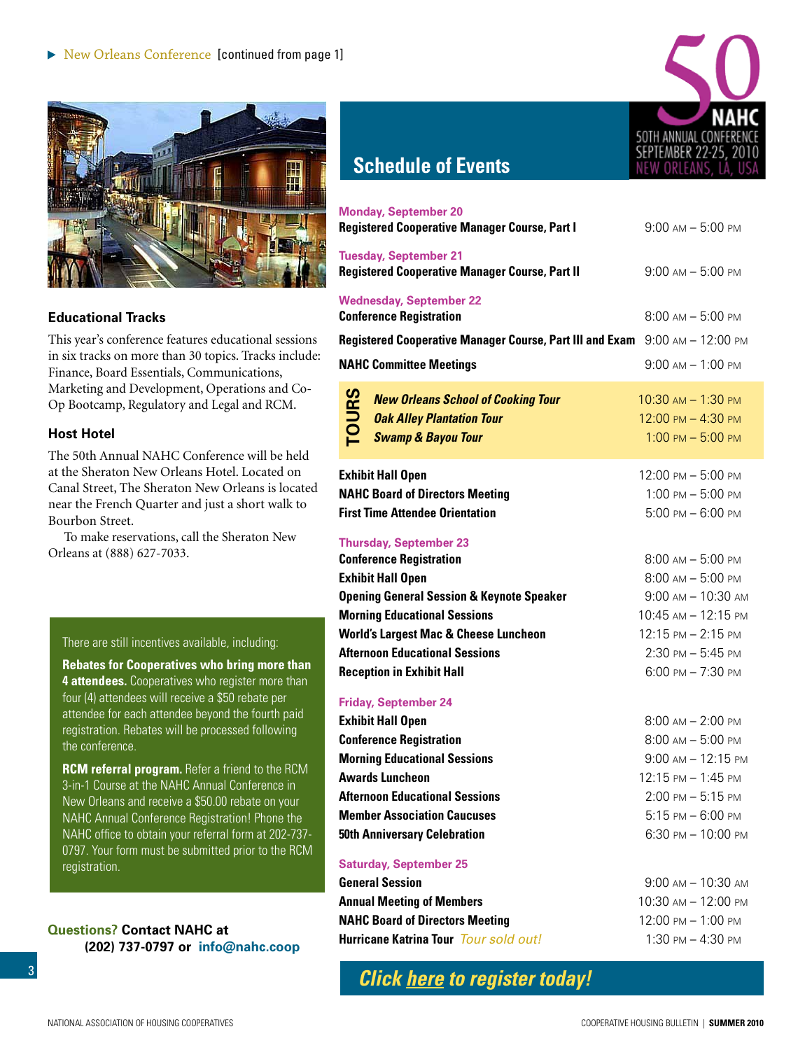▸ New Orleans Conference [continued from page 1]

## Educational Tracks

This year's conference features educational sessions in six tracks on more than 30 topics. Tracks include: Finance, Board Essentials, Communications, Marketing and Development, Operations and Co-Op Bootcamp, Regulatory and Legal and RCM.

## Host Hotel

The 50th Annual NAHC Conference will be held at the Sheraton New Orleans Hotel. Located on Canal Street, The Sheraton New Orleans is located near the French Quarter and just a short walk to Bourbon Street.

To make reservations, call the Sheraton New Orleans at (888) 627-7033.

There are still incentives available, including:

**Rebates for Cooperatives who bring more than 4 attendees.** Cooperatives who register more than four (4) attendees will receive a $50 rebate per attendee for each attendee beyond the fourth paid registration. Rebates will be processed following the conference.

**RCM referral program.** Refer a friend to the RCM 3-in-1 Course at the NAHC Annual Conference in New Orleans and receive a $50.00 rebate on your NAHC Annual Conference Registration! Phone the NAHC office to obtain your referral form at 202-737-0797. Your form must be submitted prior to the RCM registration.

**Questions?** **Contact NAHC at (202) 737-0797 or info@nahc.coop**

50 NAHC 50TH ANNUAL CONFERENCE SEPTEMBER 22-25, 2010 NEW ORLEANS, LA, USA

## Schedule of Events

### Monday, September 20

| Event | Time |
|---|---|
| **Registered Cooperative Manager Course, Part I** | 9:00 AM – 5:00 PM |

### Tuesday, September 21

| Event | Time |
|---|---|
| **Registered Cooperative Manager Course, Part II** | 9:00 AM – 5:00 PM |

### Wednesday, September 22

| Event | Time |
|---|---|
| **Conference Registration** | 8:00 AM – 5:00 PM |
| **Registered Cooperative Manager Course, Part III and Exam** | 9:00 AM – 12:00 PM |
| **NAHC Committee Meetings** | 9:00 AM – 1:00 PM |
| TOURS: ***New Orleans School of Cooking Tour*** | 10:30 AM – 1:30 PM |
| TOURS: ***Oak Alley Plantation Tour*** | 12:00 PM – 4:30 PM |
| TOURS: ***Swamp & Bayou Tour*** | 1:00 PM – 5:00 PM |
| **Exhibit Hall Open** | 12:00 PM – 5:00 PM |
| **NAHC Board of Directors Meeting** | 1:00 PM – 5:00 PM |
| **First Time Attendee Orientation** | 5:00 PM – 6:00 PM |

### Thursday, September 23

| Event | Time |
|---|---|
| **Conference Registration** | 8:00 AM – 5:00 PM |
| **Exhibit Hall Open** | 8:00 AM – 5:00 PM |
| **Opening General Session & Keynote Speaker** | 9:00 AM – 10:30 AM |
| **Morning Educational Sessions** | 10:45 AM – 12:15 PM |
| **World's Largest Mac & Cheese Luncheon** | 12:15 PM – 2:15 PM |
| **Afternoon Educational Sessions** | 2:30 PM – 5:45 PM |
| **Reception in Exhibit Hall** | 6:00 PM – 7:30 PM |

### Friday, September 24

| Event | Time |
|---|---|
| **Exhibit Hall Open** | 8:00 AM – 2:00 PM |
| **Conference Registration** | 8:00 AM – 5:00 PM |
| **Morning Educational Sessions** | 9:00 AM – 12:15 PM |
| **Awards Luncheon** | 12:15 PM – 1:45 PM |
| **Afternoon Educational Sessions** | 2:00 PM – 5:15 PM |
| **Member Association Caucuses** | 5:15 PM – 6:00 PM |
| **50th Anniversary Celebration** | 6:30 PM – 10:00 PM |

### Saturday, September 25

| Event | Time |
|---|---|
| **General Session** | 9:00 AM – 10:30 AM |
| **Annual Meeting of Members** | 10:30 AM – 12:00 PM |
| **NAHC Board of Directors Meeting** | 12:00 PM – 1:00 PM |
| **Hurricane Katrina Tour** *Tour sold out!* | 1:30 PM – 4:30 PM |

***Click here to register today!***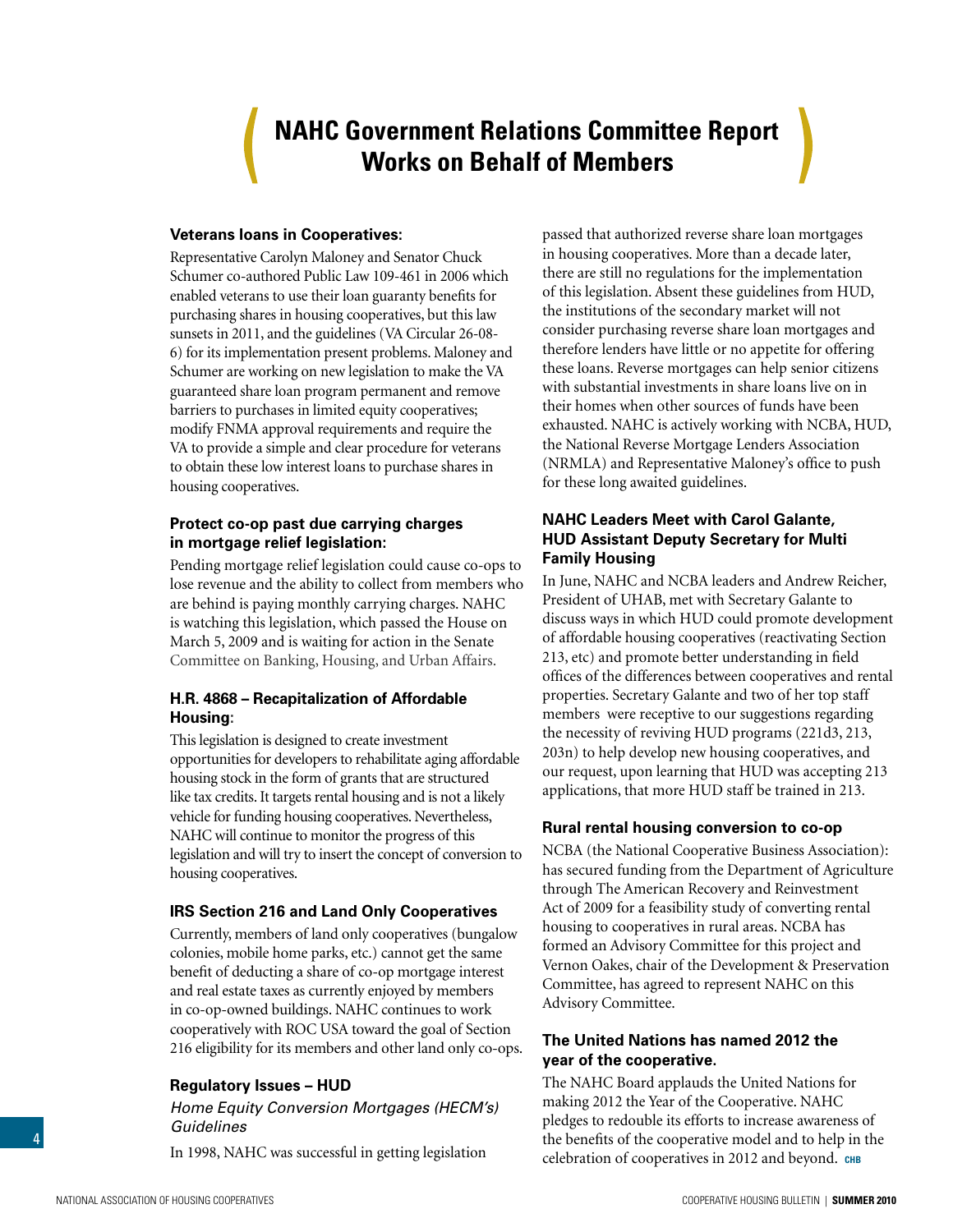# NAHC Government Relations Committee Report Works on Behalf of Members

### Veterans loans in Cooperatives:

Representative Carolyn Maloney and Senator Chuck Schumer co-authored Public Law 109-461 in 2006 which enabled veterans to use their loan guaranty benefits for purchasing shares in housing cooperatives, but this law sunsets in 2011, and the guidelines (VA Circular 26-08-6) for its implementation present problems. Maloney and Schumer are working on new legislation to make the VA guaranteed share loan program permanent and remove barriers to purchases in limited equity cooperatives; modify FNMA approval requirements and require the VA to provide a simple and clear procedure for veterans to obtain these low interest loans to purchase shares in housing cooperatives.

### Protect co-op past due carrying charges in mortgage relief legislation:

Pending mortgage relief legislation could cause co-ops to lose revenue and the ability to collect from members who are behind is paying monthly carrying charges. NAHC is watching this legislation, which passed the House on March 5, 2009 and is waiting for action in the Senate Committee on Banking, Housing, and Urban Affairs.

### H.R. 4868 – Recapitalization of Affordable Housing:

This legislation is designed to create investment opportunities for developers to rehabilitate aging affordable housing stock in the form of grants that are structured like tax credits. It targets rental housing and is not a likely vehicle for funding housing cooperatives. Nevertheless, NAHC will continue to monitor the progress of this legislation and will try to insert the concept of conversion to housing cooperatives.

### IRS Section 216 and Land Only Cooperatives

Currently, members of land only cooperatives (bungalow colonies, mobile home parks, etc.) cannot get the same benefit of deducting a share of co-op mortgage interest and real estate taxes as currently enjoyed by members in co-op-owned buildings. NAHC continues to work cooperatively with ROC USA toward the goal of Section 216 eligibility for its members and other land only co-ops.

### Regulatory Issues – HUD

*Home Equity Conversion Mortgages (HECM's) Guidelines*

In 1998, NAHC was successful in getting legislation passed that authorized reverse share loan mortgages in housing cooperatives. More than a decade later, there are still no regulations for the implementation of this legislation. Absent these guidelines from HUD, the institutions of the secondary market will not consider purchasing reverse share loan mortgages and therefore lenders have little or no appetite for offering these loans. Reverse mortgages can help senior citizens with substantial investments in share loans live on in their homes when other sources of funds have been exhausted. NAHC is actively working with NCBA, HUD, the National Reverse Mortgage Lenders Association (NRMLA) and Representative Maloney's office to push for these long awaited guidelines.

### NAHC Leaders Meet with Carol Galante, HUD Assistant Deputy Secretary for Multi Family Housing

In June, NAHC and NCBA leaders and Andrew Reicher, President of UHAB, met with Secretary Galante to discuss ways in which HUD could promote development of affordable housing cooperatives (reactivating Section 213, etc) and promote better understanding in field offices of the differences between cooperatives and rental properties. Secretary Galante and two of her top staff members were receptive to our suggestions regarding the necessity of reviving HUD programs (221d3, 213, 203n) to help develop new housing cooperatives, and our request, upon learning that HUD was accepting 213 applications, that more HUD staff be trained in 213.

### Rural rental housing conversion to co-op

NCBA (the National Cooperative Business Association): has secured funding from the Department of Agriculture through The American Recovery and Reinvestment Act of 2009 for a feasibility study of converting rental housing to cooperatives in rural areas. NCBA has formed an Advisory Committee for this project and Vernon Oakes, chair of the Development & Preservation Committee, has agreed to represent NAHC on this Advisory Committee.

### The United Nations has named 2012 the year of the cooperative.

The NAHC Board applauds the United Nations for making 2012 the Year of the Cooperative. NAHC pledges to redouble its efforts to increase awareness of the benefits of the cooperative model and to help in the celebration of cooperatives in 2012 and beyond. CHB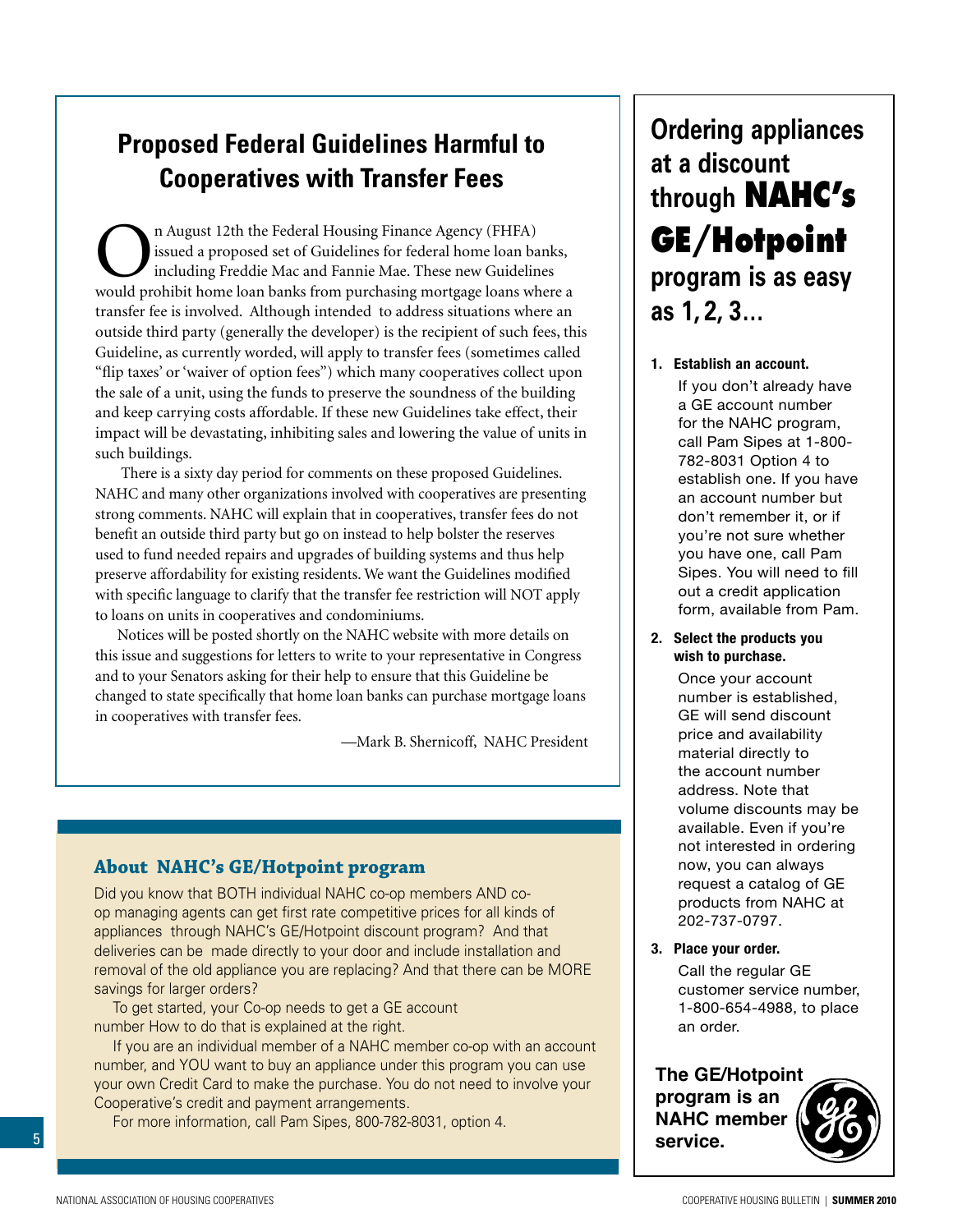## Proposed Federal Guidelines Harmful to Cooperatives with Transfer Fees

On August 12th the Federal Housing Finance Agency (FHFA) issued a proposed set of Guidelines for federal home loan banks, including Freddie Mac and Fannie Mae. These new Guidelines would prohibit home loan banks from purchasing mortgage loans where a transfer fee is involved. Although intended to address situations where an outside third party (generally the developer) is the recipient of such fees, this Guideline, as currently worded, will apply to transfer fees (sometimes called "flip taxes' or 'waiver of option fees") which many cooperatives collect upon the sale of a unit, using the funds to preserve the soundness of the building and keep carrying costs affordable. If these new Guidelines take effect, their impact will be devastating, inhibiting sales and lowering the value of units in such buildings.

There is a sixty day period for comments on these proposed Guidelines. NAHC and many other organizations involved with cooperatives are presenting strong comments. NAHC will explain that in cooperatives, transfer fees do not benefit an outside third party but go on instead to help bolster the reserves used to fund needed repairs and upgrades of building systems and thus help preserve affordability for existing residents. We want the Guidelines modified with specific language to clarify that the transfer fee restriction will NOT apply to loans on units in cooperatives and condominiums.

Notices will be posted shortly on the NAHC website with more details on this issue and suggestions for letters to write to your representative in Congress and to your Senators asking for their help to ensure that this Guideline be changed to state specifically that home loan banks can purchase mortgage loans in cooperatives with transfer fees.

—Mark B. Shernicoff, NAHC President

### About NAHC's GE/Hotpoint program

Did you know that BOTH individual NAHC co-op members AND co-op managing agents can get first rate competitive prices for all kinds of appliances through NAHC's GE/Hotpoint discount program? And that deliveries can be made directly to your door and include installation and removal of the old appliance you are replacing? And that there can be MORE savings for larger orders?

To get started, your Co-op needs to get a GE account number How to do that is explained at the right.

If you are an individual member of a NAHC member co-op with an account number, and YOU want to buy an appliance under this program you can use your own Credit Card to make the purchase. You do not need to involve your Cooperative's credit and payment arrangements.

For more information, call Pam Sipes, 800-782-8031, option 4.

## Ordering appliances at a discount through NAHC's GE/Hotpoint program is as easy as 1, 2, 3...

1. **Establish an account.**
   If you don't already have a GE account number for the NAHC program, call Pam Sipes at 1-800-782-8031 Option 4 to establish one. If you have an account number but don't remember it, or if you're not sure whether you have one, call Pam Sipes. You will need to fill out a credit application form, available from Pam.

2. **Select the products you wish to purchase.**
   Once your account number is established, GE will send discount price and availability material directly to the account number address. Note that volume discounts may be available. Even if you're not interested in ordering now, you can always request a catalog of GE products from NAHC at 202-737-0797.

3. **Place your order.**
   Call the regular GE customer service number, 1-800-654-4988, to place an order.

**The GE/Hotpoint program is an NAHC member service.**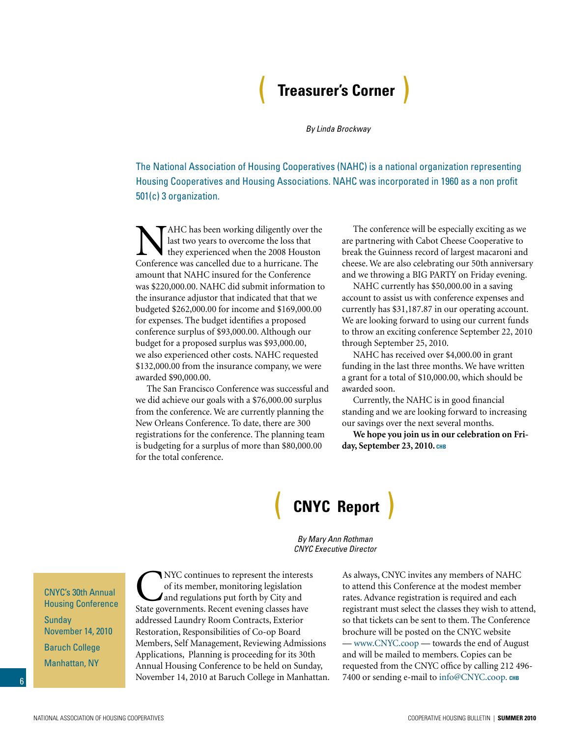# Treasurer's Corner

*By Linda Brockway*

The National Association of Housing Cooperatives (NAHC) is a national organization representing Housing Cooperatives and Housing Associations. NAHC was incorporated in 1960 as a non profit 501(c) 3 organization.

NAHC has been working diligently over the last two years to overcome the loss that they experienced when the 2008 Houston Conference was cancelled due to a hurricane. The amount that NAHC insured for the Conference was $220,000.00. NAHC did submit information to the insurance adjustor that indicated that that we budgeted $262,000.00 for income and $169,000.00 for expenses. The budget identifies a proposed conference surplus of $93,000.00. Although our budget for a proposed surplus was $93,000.00, we also experienced other costs. NAHC requested $132,000.00 from the insurance company, we were awarded $90,000.00.

The San Francisco Conference was successful and we did achieve our goals with a $76,000.00 surplus from the conference. We are currently planning the New Orleans Conference. To date, there are 300 registrations for the conference. The planning team is budgeting for a surplus of more than $80,000.00 for the total conference.

The conference will be especially exciting as we are partnering with Cabot Cheese Cooperative to break the Guinness record of largest macaroni and cheese. We are also celebrating our 50th anniversary and we throwing a BIG PARTY on Friday evening.

NAHC currently has $50,000.00 in a saving account to assist us with conference expenses and currently has $31,187.87 in our operating account. We are looking forward to using our current funds to throw an exciting conference September 22, 2010 through September 25, 2010.

NAHC has received over $4,000.00 in grant funding in the last three months. We have written a grant for a total of $10,000.00, which should be awarded soon.

Currently, the NAHC is in good financial standing and we are looking forward to increasing our savings over the next several months.

**We hope you join us in our celebration on Friday, September 23, 2010.** CHB

# CNYC Report

*By Mary Ann Rothman*
*CNYC Executive Director*

CNYC's 30th Annual Housing Conference
Sunday November 14, 2010
Baruch College
Manhattan, NY

CNYC continues to represent the interests of its member, monitoring legislation and regulations put forth by City and State governments. Recent evening classes have addressed Laundry Room Contracts, Exterior Restoration, Responsibilities of Co-op Board Members, Self Management, Reviewing Admissions Applications, Planning is proceeding for its 30th Annual Housing Conference to be held on Sunday, November 14, 2010 at Baruch College in Manhattan. As always, CNYC invites any members of NAHC to attend this Conference at the modest member rates. Advance registration is required and each registrant must select the classes they wish to attend, so that tickets can be sent to them. The Conference brochure will be posted on the CNYC website — www.CNYC.coop — towards the end of August and will be mailed to members. Copies can be requested from the CNYC office by calling 212 496-7400 or sending e-mail to info@CNYC.coop. CHB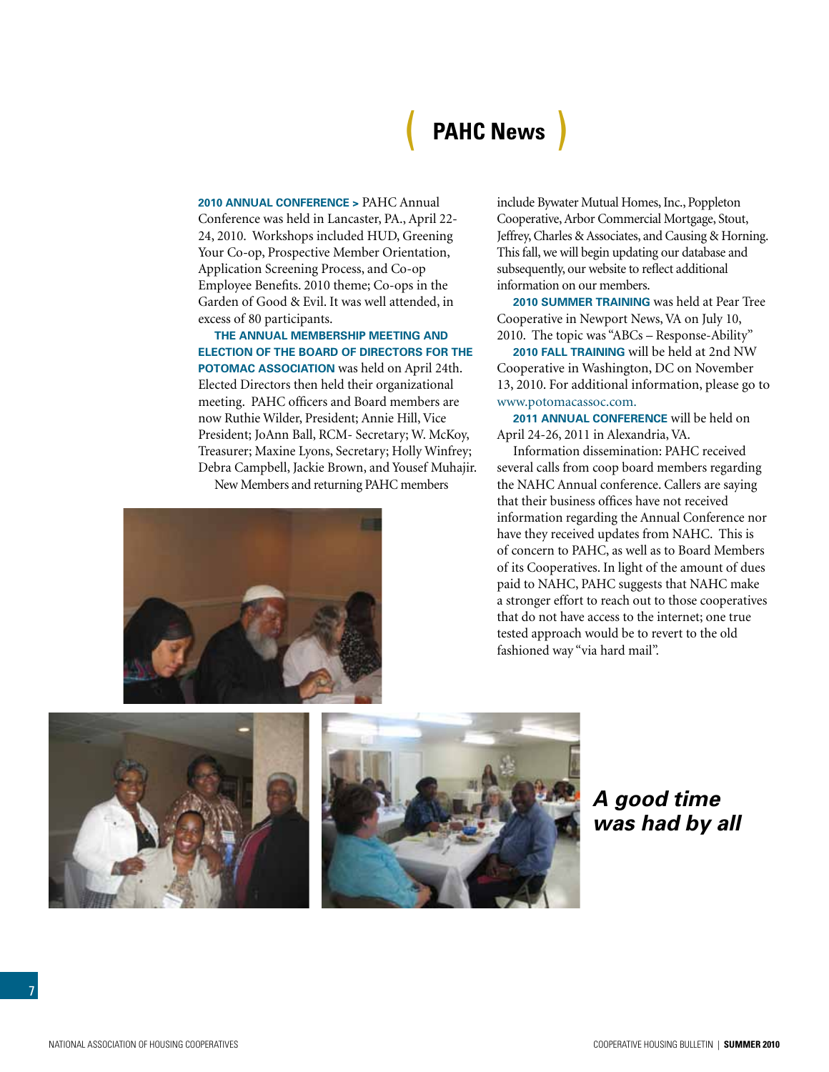# PAHC News

**2010 ANNUAL CONFERENCE >** PAHC Annual Conference was held in Lancaster, PA., April 22-24, 2010. Workshops included HUD, Greening Your Co-op, Prospective Member Orientation, Application Screening Process, and Co-op Employee Benefits. 2010 theme; Co-ops in the Garden of Good & Evil. It was well attended, in excess of 80 participants.

**THE ANNUAL MEMBERSHIP MEETING AND ELECTION OF THE BOARD OF DIRECTORS FOR THE POTOMAC ASSOCIATION** was held on April 24th. Elected Directors then held their organizational meeting. PAHC officers and Board members are now Ruthie Wilder, President; Annie Hill, Vice President; JoAnn Ball, RCM- Secretary; W. McKoy, Treasurer; Maxine Lyons, Secretary; Holly Winfrey; Debra Campbell, Jackie Brown, and Yousef Muhajir.

New Members and returning PAHC members include Bywater Mutual Homes, Inc., Poppleton Cooperative, Arbor Commercial Mortgage, Stout, Jeffrey, Charles & Associates, and Causing & Horning. This fall, we will begin updating our database and subsequently, our website to reflect additional information on our members.

**2010 SUMMER TRAINING** was held at Pear Tree Cooperative in Newport News, VA on July 10, 2010. The topic was "ABCs – Response-Ability"

**2010 FALL TRAINING** will be held at 2nd NW Cooperative in Washington, DC on November 13, 2010. For additional information, please go to www.potomacassoc.com.

**2011 ANNUAL CONFERENCE** will be held on April 24-26, 2011 in Alexandria, VA.

Information dissemination: PAHC received several calls from coop board members regarding the NAHC Annual conference. Callers are saying that their business offices have not received information regarding the Annual Conference nor have they received updates from NAHC. This is of concern to PAHC, as well as to Board Members of its Cooperatives. In light of the amount of dues paid to NAHC, PAHC suggests that NAHC make a stronger effort to reach out to those cooperatives that do not have access to the internet; one true tested approach would be to revert to the old fashioned way "via hard mail".

***A good time was had by all***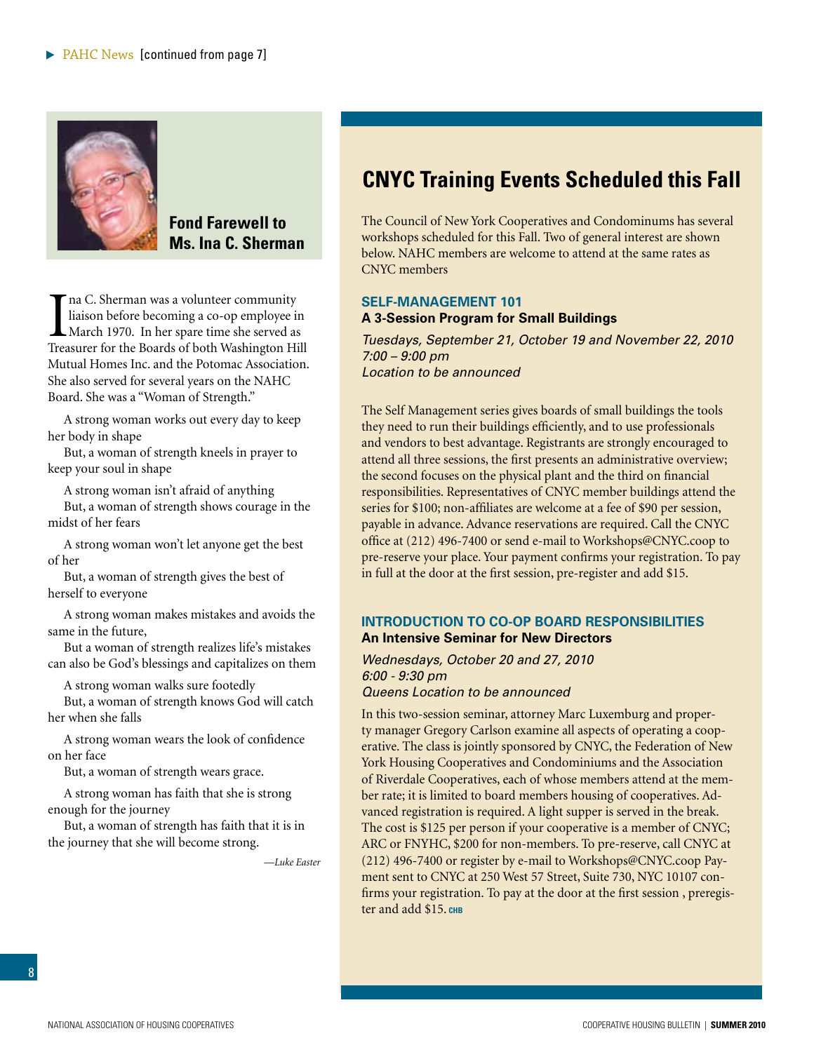PAHC News [continued from page 7]

## Fond Farewell to Ms. Ina C. Sherman

Ina C. Sherman was a volunteer community liaison before becoming a co-op employee in March 1970. In her spare time she served as Treasurer for the Boards of both Washington Hill Mutual Homes Inc. and the Potomac Association. She also served for several years on the NAHC Board. She was a "Woman of Strength."

A strong woman works out every day to keep her body in shape
But, a woman of strength kneels in prayer to keep your soul in shape

A strong woman isn't afraid of anything
But, a woman of strength shows courage in the midst of her fears

A strong woman won't let anyone get the best of her
But, a woman of strength gives the best of herself to everyone

A strong woman makes mistakes and avoids the same in the future,
But a woman of strength realizes life's mistakes can also be God's blessings and capitalizes on them

A strong woman walks sure footedly
But, a woman of strength knows God will catch her when she falls

A strong woman wears the look of confidence on her face
But, a woman of strength wears grace.

A strong woman has faith that she is strong enough for the journey
But, a woman of strength has faith that it is in the journey that she will become strong.

*—Luke Easter*

## CNYC Training Events Scheduled this Fall

The Council of New York Cooperatives and Condominiums has several workshops scheduled for this Fall. Two of general interest are shown below. NAHC members are welcome to attend at the same rates as CNYC members

### SELF-MANAGEMENT 101

**A 3-Session Program for Small Buildings**

*Tuesdays, September 21, October 19 and November 22, 2010*
*7:00 – 9:00 pm*
*Location to be announced*

The Self Management series gives boards of small buildings the tools they need to run their buildings efficiently, and to use professionals and vendors to best advantage. Registrants are strongly encouraged to attend all three sessions, the first presents an administrative overview; the second focuses on the physical plant and the third on financial responsibilities. Representatives of CNYC member buildings attend the series for $100; non-affiliates are welcome at a fee of $90 per session, payable in advance. Advance reservations are required. Call the CNYC office at (212) 496-7400 or send e-mail to Workshops@CNYC.coop to pre-reserve your place. Your payment confirms your registration. To pay in full at the door at the first session, pre-register and add $15.

### INTRODUCTION TO CO-OP BOARD RESPONSIBILITIES

**An Intensive Seminar for New Directors**

*Wednesdays, October 20 and 27, 2010*
*6:00 - 9:30 pm*
*Queens Location to be announced*

In this two-session seminar, attorney Marc Luxemburg and property manager Gregory Carlson examine all aspects of operating a cooperative. The class is jointly sponsored by CNYC, the Federation of New York Housing Cooperatives and Condominiums and the Association of Riverdale Cooperatives, each of whose members attend at the member rate; it is limited to board members housing of cooperatives. Advanced registration is required. A light supper is served in the break. The cost is $125 per person if your cooperative is a member of CNYC; ARC or FNYHC, $200 for non-members. To pre-reserve, call CNYC at (212) 496-7400 or register by e-mail to Workshops@CNYC.coop Payment sent to CNYC at 250 West 57 Street, Suite 730, NYC 10107 confirms your registration. To pay at the door at the first session , preregister and add $15. CHB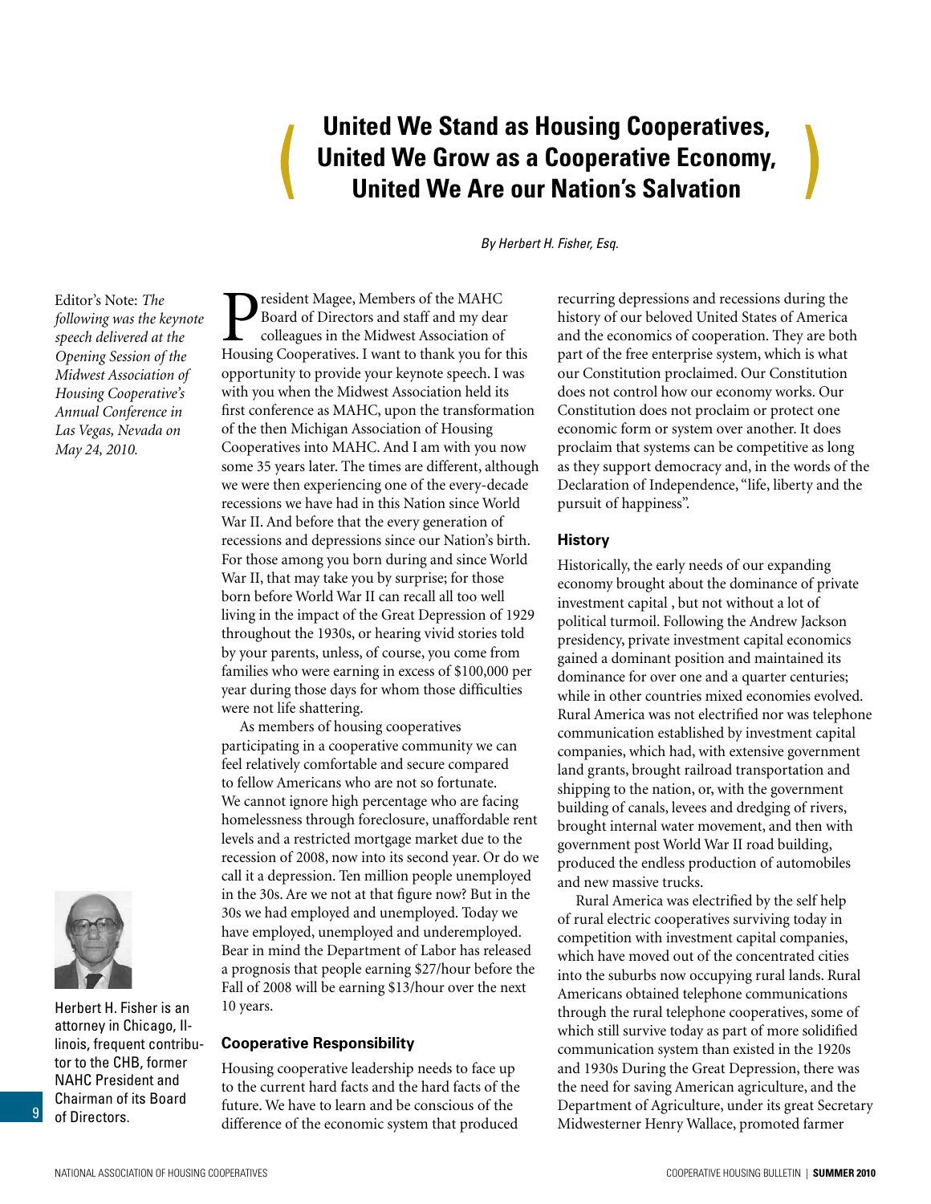# United We Stand as Housing Cooperatives, United We Grow as a Cooperative Economy, United We Are our Nation's Salvation

*By Herbert H. Fisher, Esq.*

Editor's Note: *The following was the keynote speech delivered at the Opening Session of the Midwest Association of Housing Cooperative's Annual Conference in Las Vegas, Nevada on May 24, 2010.*

Herbert H. Fisher is an attorney in Chicago, Illinois, frequent contributor to the CHB, former NAHC President and Chairman of its Board of Directors.

President Magee, Members of the MAHC Board of Directors and staff and my dear colleagues in the Midwest Association of Housing Cooperatives. I want to thank you for this opportunity to provide your keynote speech. I was with you when the Midwest Association held its first conference as MAHC, upon the transformation of the then Michigan Association of Housing Cooperatives into MAHC. And I am with you now some 35 years later. The times are different, although we were then experiencing one of the every-decade recessions we have had in this Nation since World War II. And before that the every generation of recessions and depressions since our Nation's birth. For those among you born during and since World War II, that may take you by surprise; for those born before World War II can recall all too well living in the impact of the Great Depression of 1929 throughout the 1930s, or hearing vivid stories told by your parents, unless, of course, you come from families who were earning in excess of $100,000 per year during those days for whom those difficulties were not life shattering.

As members of housing cooperatives participating in a cooperative community we can feel relatively comfortable and secure compared to fellow Americans who are not so fortunate. We cannot ignore high percentage who are facing homelessness through foreclosure, unaffordable rent levels and a restricted mortgage market due to the recession of 2008, now into its second year. Or do we call it a depression. Ten million people unemployed in the 30s. Are we not at that figure now? But in the 30s we had employed and unemployed. Today we have employed, unemployed and underemployed. Bear in mind the Department of Labor has released a prognosis that people earning $27/hour before the Fall of 2008 will be earning $13/hour over the next 10 years.

## Cooperative Responsibility

Housing cooperative leadership needs to face up to the current hard facts and the hard facts of the future. We have to learn and be conscious of the difference of the economic system that produced recurring depressions and recessions during the history of our beloved United States of America and the economics of cooperation. They are both part of the free enterprise system, which is what our Constitution proclaimed. Our Constitution does not control how our economy works. Our Constitution does not proclaim or protect one economic form or system over another. It does proclaim that systems can be competitive as long as they support democracy and, in the words of the Declaration of Independence, "life, liberty and the pursuit of happiness".

## History

Historically, the early needs of our expanding economy brought about the dominance of private investment capital , but not without a lot of political turmoil. Following the Andrew Jackson presidency, private investment capital economics gained a dominant position and maintained its dominance for over one and a quarter centuries; while in other countries mixed economies evolved. Rural America was not electrified nor was telephone communication established by investment capital companies, which had, with extensive government land grants, brought railroad transportation and shipping to the nation, or, with the government building of canals, levees and dredging of rivers, brought internal water movement, and then with government post World War II road building, produced the endless production of automobiles and new massive trucks.

Rural America was electrified by the self help of rural electric cooperatives surviving today in competition with investment capital companies, which have moved out of the concentrated cities into the suburbs now occupying rural lands. Rural Americans obtained telephone communications through the rural telephone cooperatives, some of which still survive today as part of more solidified communication system than existed in the 1920s and 1930s During the Great Depression, there was the need for saving American agriculture, and the Department of Agriculture, under its great Secretary Midwesterner Henry Wallace, promoted farmer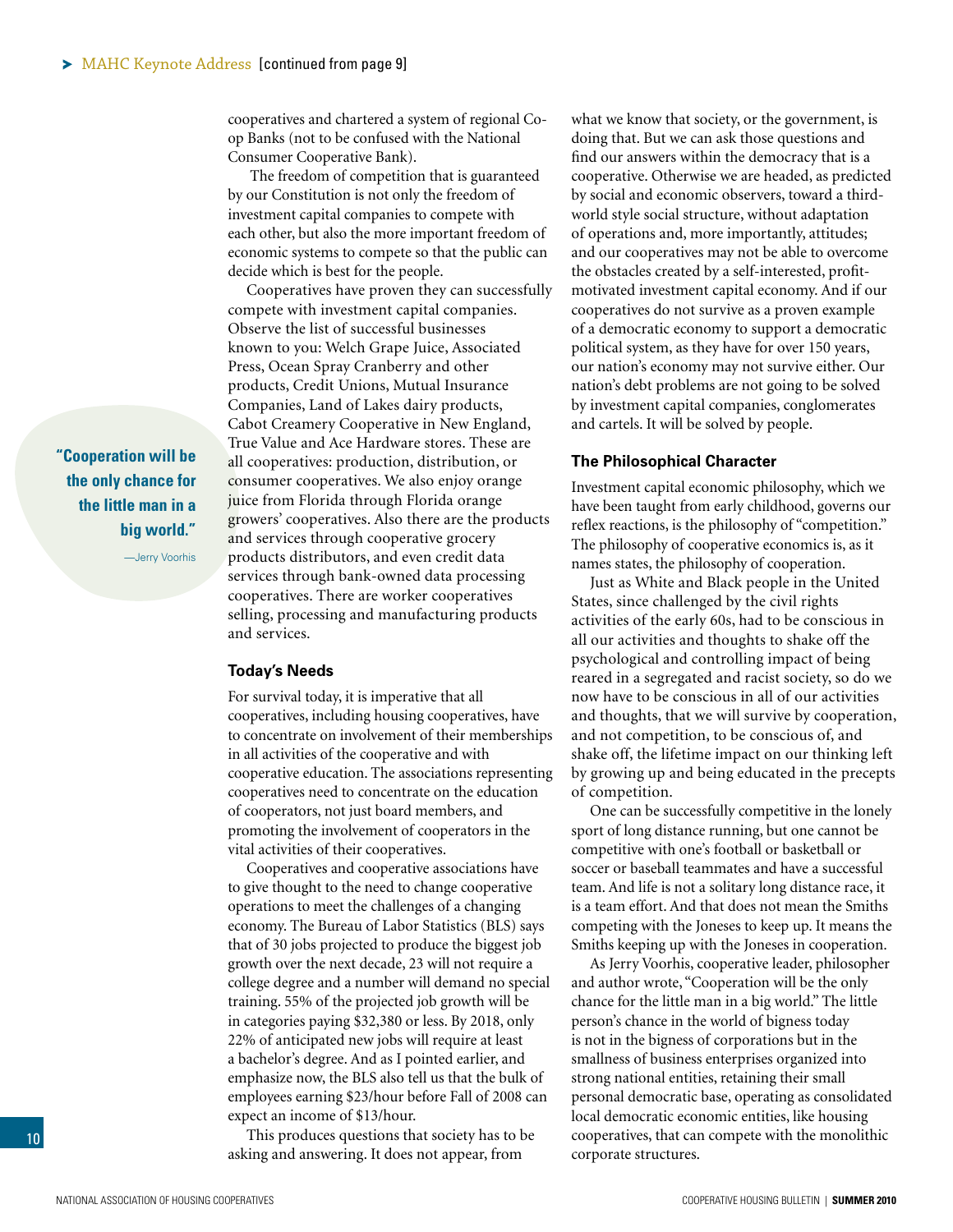cooperatives and chartered a system of regional Co-op Banks (not to be confused with the National Consumer Cooperative Bank).

The freedom of competition that is guaranteed by our Constitution is not only the freedom of investment capital companies to compete with each other, but also the more important freedom of economic systems to compete so that the public can decide which is best for the people.

Cooperatives have proven they can successfully compete with investment capital companies. Observe the list of successful businesses known to you: Welch Grape Juice, Associated Press, Ocean Spray Cranberry and other products, Credit Unions, Mutual Insurance Companies, Land of Lakes dairy products, Cabot Creamery Cooperative in New England, True Value and Ace Hardware stores. These are all cooperatives: production, distribution, or consumer cooperatives. We also enjoy orange juice from Florida through Florida orange growers' cooperatives. Also there are the products and services through cooperative grocery products distributors, and even credit data services through bank-owned data processing cooperatives. There are worker cooperatives selling, processing and manufacturing products and services.

> **"Cooperation will be the only chance for the little man in a big world."**
>
> —Jerry Voorhis

### Today's Needs

For survival today, it is imperative that all cooperatives, including housing cooperatives, have to concentrate on involvement of their memberships in all activities of the cooperative and with cooperative education. The associations representing cooperatives need to concentrate on the education of cooperators, not just board members, and promoting the involvement of cooperators in the vital activities of their cooperatives.

Cooperatives and cooperative associations have to give thought to the need to change cooperative operations to meet the challenges of a changing economy. The Bureau of Labor Statistics (BLS) says that of 30 jobs projected to produce the biggest job growth over the next decade, 23 will not require a college degree and a number will demand no special training. 55% of the projected job growth will be in categories paying $32,380 or less. By 2018, only 22% of anticipated new jobs will require at least a bachelor's degree. And as I pointed earlier, and emphasize now, the BLS also tell us that the bulk of employees earning $23/hour before Fall of 2008 can expect an income of $13/hour.

This produces questions that society has to be asking and answering. It does not appear, from what we know that society, or the government, is doing that. But we can ask those questions and find our answers within the democracy that is a cooperative. Otherwise we are headed, as predicted by social and economic observers, toward a third-world style social structure, without adaptation of operations and, more importantly, attitudes; and our cooperatives may not be able to overcome the obstacles created by a self-interested, profit-motivated investment capital economy. And if our cooperatives do not survive as a proven example of a democratic economy to support a democratic political system, as they have for over 150 years, our nation's economy may not survive either. Our nation's debt problems are not going to be solved by investment capital companies, conglomerates and cartels. It will be solved by people.

### The Philosophical Character

Investment capital economic philosophy, which we have been taught from early childhood, governs our reflex reactions, is the philosophy of "competition." The philosophy of cooperative economics is, as it names states, the philosophy of cooperation.

Just as White and Black people in the United States, since challenged by the civil rights activities of the early 60s, had to be conscious in all our activities and thoughts to shake off the psychological and controlling impact of being reared in a segregated and racist society, so do we now have to be conscious in all of our activities and thoughts, that we will survive by cooperation, and not competition, to be conscious of, and shake off, the lifetime impact on our thinking left by growing up and being educated in the precepts of competition.

One can be successfully competitive in the lonely sport of long distance running, but one cannot be competitive with one's football or basketball or soccer or baseball teammates and have a successful team. And life is not a solitary long distance race, it is a team effort. And that does not mean the Smiths competing with the Joneses to keep up. It means the Smiths keeping up with the Joneses in cooperation.

As Jerry Voorhis, cooperative leader, philosopher and author wrote, "Cooperation will be the only chance for the little man in a big world." The little person's chance in the world of bigness today is not in the bigness of corporations but in the smallness of business enterprises organized into strong national entities, retaining their small personal democratic base, operating as consolidated local democratic economic entities, like housing cooperatives, that can compete with the monolithic corporate structures.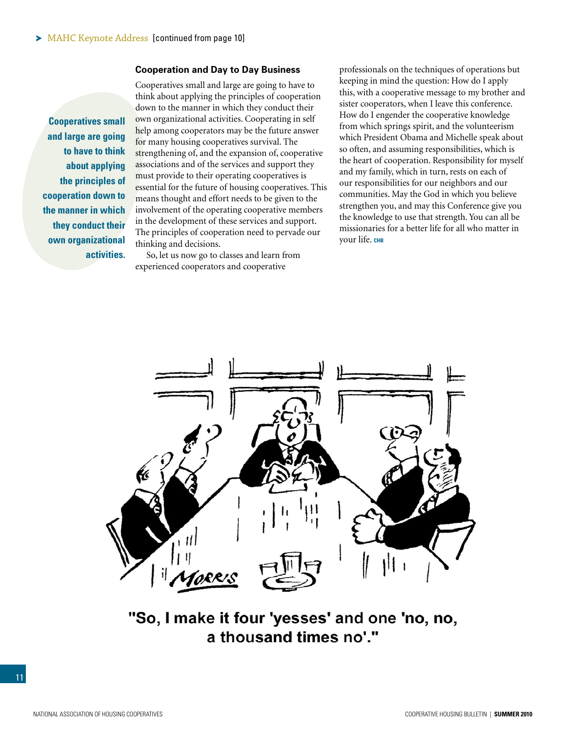> MAHC Keynote Address [continued from page 10]

### Cooperation and Day to Day Business

**Cooperatives small and large are going to have to think about applying the principles of cooperation down to the manner in which they conduct their own organizational activities.**

Cooperatives small and large are going to have to think about applying the principles of cooperation down to the manner in which they conduct their own organizational activities. Cooperating in self help among cooperators may be the future answer for many housing cooperatives survival. The strengthening of, and the expansion of, cooperative associations and of the services and support they must provide to their operating cooperatives is essential for the future of housing cooperatives. This means thought and effort needs to be given to the involvement of the operating cooperative members in the development of these services and support. The principles of cooperation need to pervade our thinking and decisions.

So, let us now go to classes and learn from experienced cooperators and cooperative professionals on the techniques of operations but keeping in mind the question: How do I apply this, with a cooperative message to my brother and sister cooperators, when I leave this conference. How do I engender the cooperative knowledge from which springs spirit, and the volunteerism which President Obama and Michelle speak about so often, and assuming responsibilities, which is the heart of cooperation. Responsibility for myself and my family, which in turn, rests on each of our responsibilities for our neighbors and our communities. May the God in which you believe strengthen you, and may this Conference give you the knowledge to use that strength. You can all be missionaries for a better life for all who matter in your life. CHB

"So, I make it four 'yesses' and one 'no, no, a thousand times no'."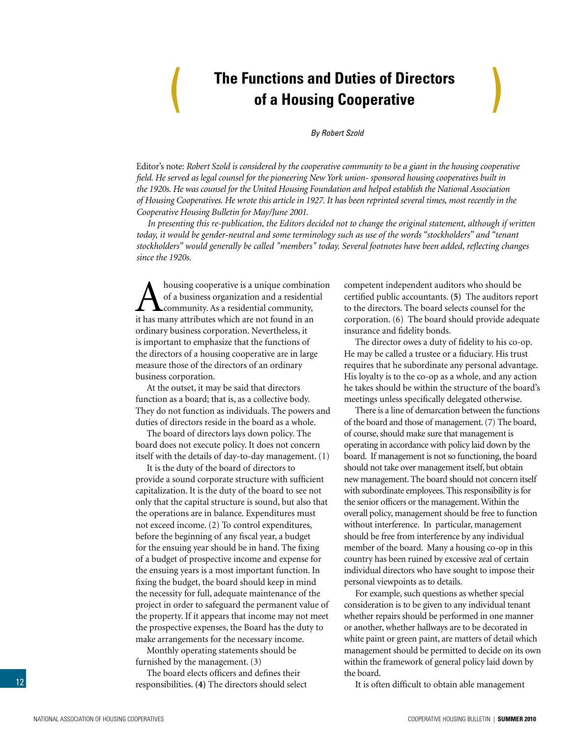# The Functions and Duties of Directors of a Housing Cooperative

*By Robert Szold*

Editor's note: *Robert Szold is considered by the cooperative community to be a giant in the housing cooperative field. He served as legal counsel for the pioneering New York union- sponsored housing cooperatives built in the 1920s. He was counsel for the United Housing Foundation and helped establish the National Association of Housing Cooperatives. He wrote this article in 1927. It has been reprinted several times, most recently in the Cooperative Housing Bulletin for May/June 2001.*

*In presenting this re-publication, the Editors decided not to change the original statement, although if written today, it would be gender-neutral and some terminology such as use of the words "stockholders" and "tenant stockholders" would generally be called "members" today. Several footnotes have been added, reflecting changes since the 1920s.*

A housing cooperative is a unique combination of a business organization and a residential community. As a residential community, it has many attributes which are not found in an ordinary business corporation. Nevertheless, it is important to emphasize that the functions of the directors of a housing cooperative are in large measure those of the directors of an ordinary business corporation.

At the outset, it may be said that directors function as a board; that is, as a collective body. They do not function as individuals. The powers and duties of directors reside in the board as a whole.

The board of directors lays down policy. The board does not execute policy. It does not concern itself with the details of day-to-day management. (1)

It is the duty of the board of directors to provide a sound corporate structure with sufficient capitalization. It is the duty of the board to see not only that the capital structure is sound, but also that the operations are in balance. Expenditures must not exceed income. (2) To control expenditures, before the beginning of any fiscal year, a budget for the ensuing year should be in hand. The fixing of a budget of prospective income and expense for the ensuing years is a most important function. In fixing the budget, the board should keep in mind the necessity for full, adequate maintenance of the project in order to safeguard the permanent value of the property. If it appears that income may not meet the prospective expenses, the Board has the duty to make arrangements for the necessary income.

Monthly operating statements should be furnished by the management. (3)

The board elects officers and defines their responsibilities. **(4)** The directors should select competent independent auditors who should be certified public accountants. **(5)** The auditors report to the directors. The board selects counsel for the corporation. (6) The board should provide adequate insurance and fidelity bonds.

The director owes a duty of fidelity to his co-op. He may be called a trustee or a fiduciary. His trust requires that he subordinate any personal advantage. His loyalty is to the co-op as a whole, and any action he takes should be within the structure of the board's meetings unless specifically delegated otherwise.

There is a line of demarcation between the functions of the board and those of management. (7) The board, of course, should make sure that management is operating in accordance with policy laid down by the board. If management is not so functioning, the board should not take over management itself, but obtain new management. The board should not concern itself with subordinate employees. This responsibility is for the senior officers or the management. Within the overall policy, management should be free to function without interference. In particular, management should be free from interference by any individual member of the board. Many a housing co-op in this country has been ruined by excessive zeal of certain individual directors who have sought to impose their personal viewpoints as to details.

For example, such questions as whether special consideration is to be given to any individual tenant whether repairs should be performed in one manner or another, whether hallways are to be decorated in white paint or green paint, are matters of detail which management should be permitted to decide on its own within the framework of general policy laid down by the board.

It is often difficult to obtain able management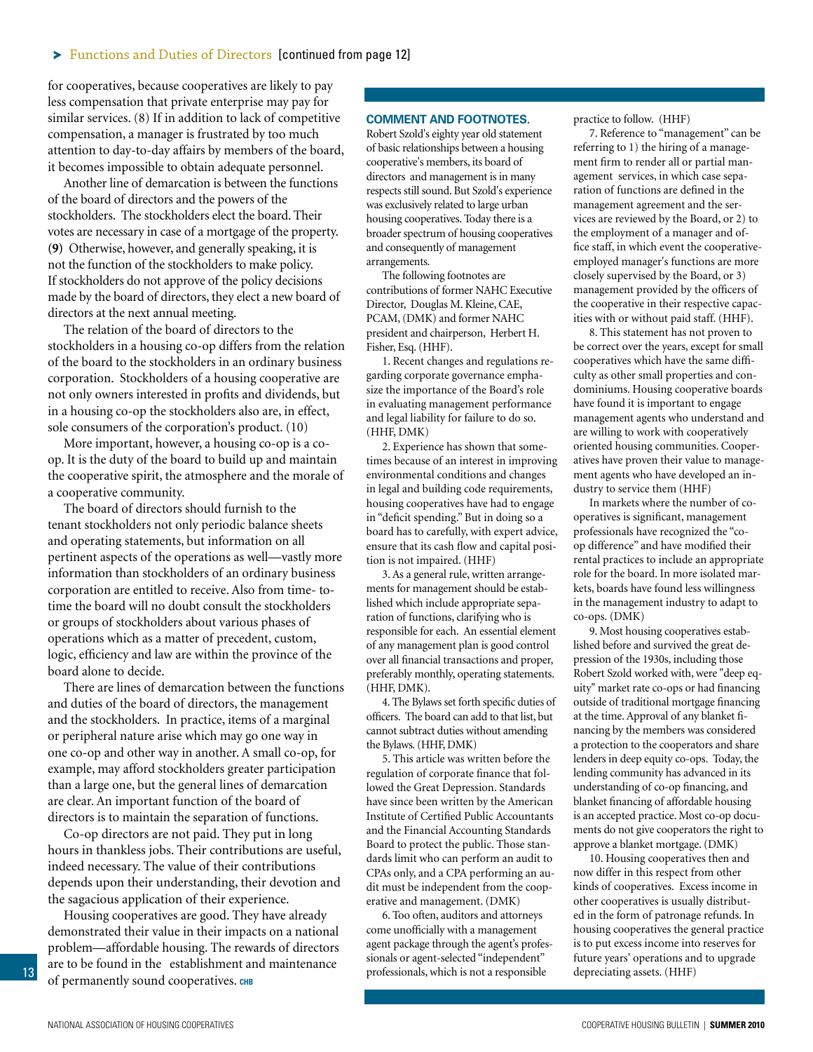for cooperatives, because cooperatives are likely to pay less compensation that private enterprise may pay for similar services. (8) If in addition to lack of competitive compensation, a manager is frustrated by too much attention to day-to-day affairs by members of the board, it becomes impossible to obtain adequate personnel.

Another line of demarcation is between the functions of the board of directors and the powers of the stockholders. The stockholders elect the board. Their votes are necessary in case of a mortgage of the property. **(9)** Otherwise, however, and generally speaking, it is not the function of the stockholders to make policy. If stockholders do not approve of the policy decisions made by the board of directors, they elect a new board of directors at the next annual meeting.

The relation of the board of directors to the stockholders in a housing co-op differs from the relation of the board to the stockholders in an ordinary business corporation. Stockholders of a housing cooperative are not only owners interested in profits and dividends, but in a housing co-op the stockholders also are, in effect, sole consumers of the corporation's product. (10)

More important, however, a housing co-op is a co-op. It is the duty of the board to build up and maintain the cooperative spirit, the atmosphere and the morale of a cooperative community.

The board of directors should furnish to the tenant stockholders not only periodic balance sheets and operating statements, but information on all pertinent aspects of the operations as well—vastly more information than stockholders of an ordinary business corporation are entitled to receive. Also from time- to-time the board will no doubt consult the stockholders or groups of stockholders about various phases of operations which as a matter of precedent, custom, logic, efficiency and law are within the province of the board alone to decide.

There are lines of demarcation between the functions and duties of the board of directors, the management and the stockholders. In practice, items of a marginal or peripheral nature arise which may go one way in one co-op and other way in another. A small co-op, for example, may afford stockholders greater participation than a large one, but the general lines of demarcation are clear. An important function of the board of directors is to maintain the separation of functions.

Co-op directors are not paid. They put in long hours in thankless jobs. Their contributions are useful, indeed necessary. The value of their contributions depends upon their understanding, their devotion and the sagacious application of their experience.

Housing cooperatives are good. They have already demonstrated their value in their impacts on a national problem—affordable housing. The rewards of directors are to be found in the establishment and maintenance of permanently sound cooperatives. CHB

### COMMENT AND FOOTNOTES.

Robert Szold's eighty year old statement of basic relationships between a housing cooperative's members, its board of directors and management is in many respects still sound. But Szold's experience was exclusively related to large urban housing cooperatives. Today there is a broader spectrum of housing cooperatives and consequently of management arrangements.

The following footnotes are contributions of former NAHC Executive Director, Douglas M. Kleine, CAE, PCAM, (DMK) and former NAHC president and chairperson, Herbert H. Fisher, Esq. (HHF).

1. Recent changes and regulations regarding corporate governance emphasize the importance of the Board's role in evaluating management performance and legal liability for failure to do so. (HHF, DMK)

2. Experience has shown that sometimes because of an interest in improving environmental conditions and changes in legal and building code requirements, housing cooperatives have had to engage in "deficit spending." But in doing so a board has to carefully, with expert advice, ensure that its cash flow and capital position is not impaired. (HHF)

3. As a general rule, written arrangements for management should be established which include appropriate separation of functions, clarifying who is responsible for each. An essential element of any management plan is good control over all financial transactions and proper, preferably monthly, operating statements. (HHF, DMK).

4. The Bylaws set forth specific duties of officers. The board can add to that list, but cannot subtract duties without amending the Bylaws. (HHF, DMK)

5. This article was written before the regulation of corporate finance that followed the Great Depression. Standards have since been written by the American Institute of Certified Public Accountants and the Financial Accounting Standards Board to protect the public. Those standards limit who can perform an audit to CPAs only, and a CPA performing an audit must be independent from the cooperative and management. (DMK)

6. Too often, auditors and attorneys come unofficially with a management agent package through the agent's professionals or agent-selected "independent" professionals, which is not a responsible practice to follow. (HHF)

7. Reference to "management" can be referring to 1) the hiring of a management firm to render all or partial management services, in which case separation of functions are defined in the management agreement and the services are reviewed by the Board, or 2) to the employment of a manager and office staff, in which event the cooperative-employed manager's functions are more closely supervised by the Board, or 3) management provided by the officers of the cooperative in their respective capacities with or without paid staff. (HHF).

8. This statement has not proven to be correct over the years, except for small cooperatives which have the same difficulty as other small properties and condominiums. Housing cooperative boards have found it is important to engage management agents who understand and are willing to work with cooperatively oriented housing communities. Cooperatives have proven their value to management agents who have developed an industry to service them (HHF)

In markets where the number of cooperatives is significant, management professionals have recognized the "co-op difference" and have modified their rental practices to include an appropriate role for the board. In more isolated markets, boards have found less willingness in the management industry to adapt to co-ops. (DMK)

9. Most housing cooperatives established before and survived the great depression of the 1930s, including those Robert Szold worked with, were "deep equity" market rate co-ops or had financing outside of traditional mortgage financing at the time. Approval of any blanket financing by the members was considered a protection to the cooperators and share lenders in deep equity co-ops. Today, the lending community has advanced in its understanding of co-op financing, and blanket financing of affordable housing is an accepted practice. Most co-op documents do not give cooperators the right to approve a blanket mortgage. (DMK)

10. Housing cooperatives then and now differ in this respect from other kinds of cooperatives. Excess income in other cooperatives is usually distributed in the form of patronage refunds. In housing cooperatives the general practice is to put excess income into reserves for future years' operations and to upgrade depreciating assets. (HHF)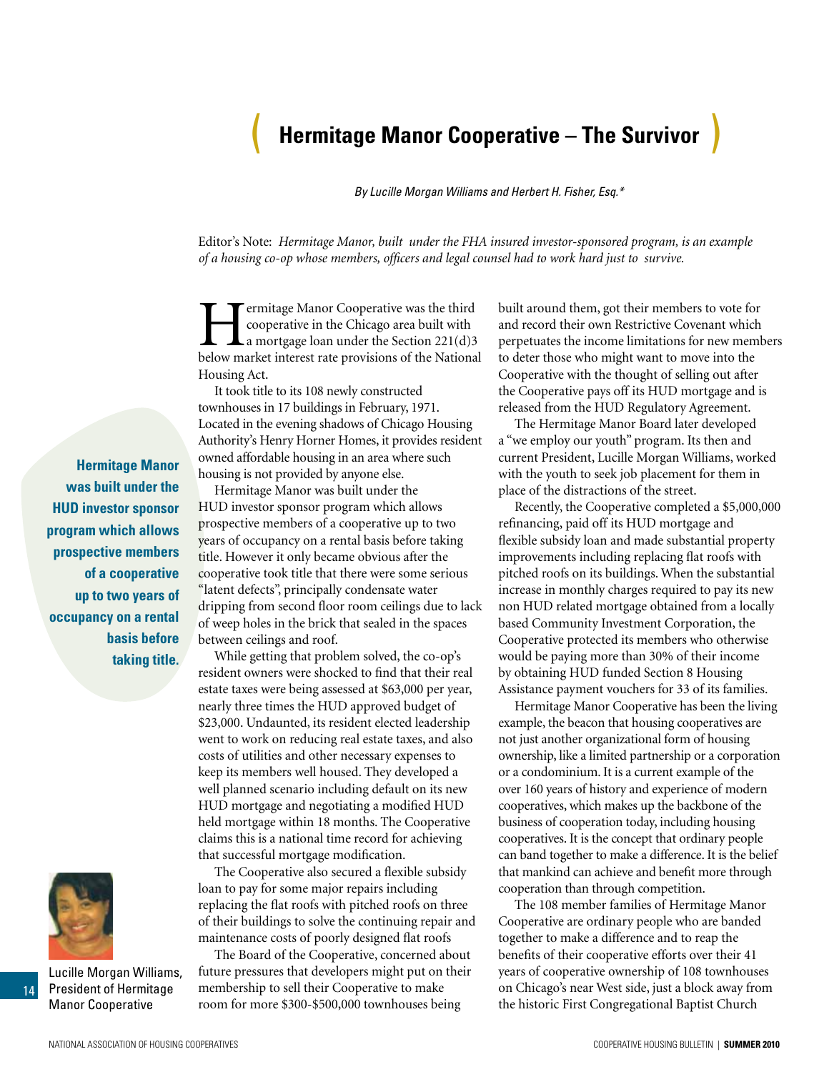# Hermitage Manor Cooperative – The Survivor

*By Lucille Morgan Williams and Herbert H. Fisher, Esq.\**

Editor's Note: *Hermitage Manor, built under the FHA insured investor-sponsored program, is an example of a housing co-op whose members, officers and legal counsel had to work hard just to survive.*

Hermitage Manor Cooperative was the third cooperative in the Chicago area built with a mortgage loan under the Section 221(d)3 below market interest rate provisions of the National Housing Act.

It took title to its 108 newly constructed townhouses in 17 buildings in February, 1971. Located in the evening shadows of Chicago Housing Authority's Henry Horner Homes, it provides resident owned affordable housing in an area where such housing is not provided by anyone else.

Hermitage Manor was built under the HUD investor sponsor program which allows prospective members of a cooperative up to two years of occupancy on a rental basis before taking title. However it only became obvious after the cooperative took title that there were some serious "latent defects", principally condensate water dripping from second floor room ceilings due to lack of weep holes in the brick that sealed in the spaces between ceilings and roof.

**Hermitage Manor was built under the HUD investor sponsor program which allows prospective members of a cooperative up to two years of occupancy on a rental basis before taking title.**

While getting that problem solved, the co-op's resident owners were shocked to find that their real estate taxes were being assessed at $63,000 per year, nearly three times the HUD approved budget of $23,000. Undaunted, its resident elected leadership went to work on reducing real estate taxes, and also costs of utilities and other necessary expenses to keep its members well housed. They developed a well planned scenario including default on its new HUD mortgage and negotiating a modified HUD held mortgage within 18 months. The Cooperative claims this is a national time record for achieving that successful mortgage modification.

The Cooperative also secured a flexible subsidy loan to pay for some major repairs including replacing the flat roofs with pitched roofs on three of their buildings to solve the continuing repair and maintenance costs of poorly designed flat roofs

The Board of the Cooperative, concerned about future pressures that developers might put on their membership to sell their Cooperative to make room for more $300-$500,000 townhouses being built around them, got their members to vote for and record their own Restrictive Covenant which perpetuates the income limitations for new members to deter those who might want to move into the Cooperative with the thought of selling out after the Cooperative pays off its HUD mortgage and is released from the HUD Regulatory Agreement.

The Hermitage Manor Board later developed a "we employ our youth" program. Its then and current President, Lucille Morgan Williams, worked with the youth to seek job placement for them in place of the distractions of the street.

Recently, the Cooperative completed a $5,000,000 refinancing, paid off its HUD mortgage and flexible subsidy loan and made substantial property improvements including replacing flat roofs with pitched roofs on its buildings. When the substantial increase in monthly charges required to pay its new non HUD related mortgage obtained from a locally based Community Investment Corporation, the Cooperative protected its members who otherwise would be paying more than 30% of their income by obtaining HUD funded Section 8 Housing Assistance payment vouchers for 33 of its families.

Hermitage Manor Cooperative has been the living example, the beacon that housing cooperatives are not just another organizational form of housing ownership, like a limited partnership or a corporation or a condominium. It is a current example of the over 160 years of history and experience of modern cooperatives, which makes up the backbone of the business of cooperation today, including housing cooperatives. It is the concept that ordinary people can band together to make a difference. It is the belief that mankind can achieve and benefit more through cooperation than through competition.

The 108 member families of Hermitage Manor Cooperative are ordinary people who are banded together to make a difference and to reap the benefits of their cooperative efforts over their 41 years of cooperative ownership of 108 townhouses on Chicago's near West side, just a block away from the historic First Congregational Baptist Church

Lucille Morgan Williams, President of Hermitage Manor Cooperative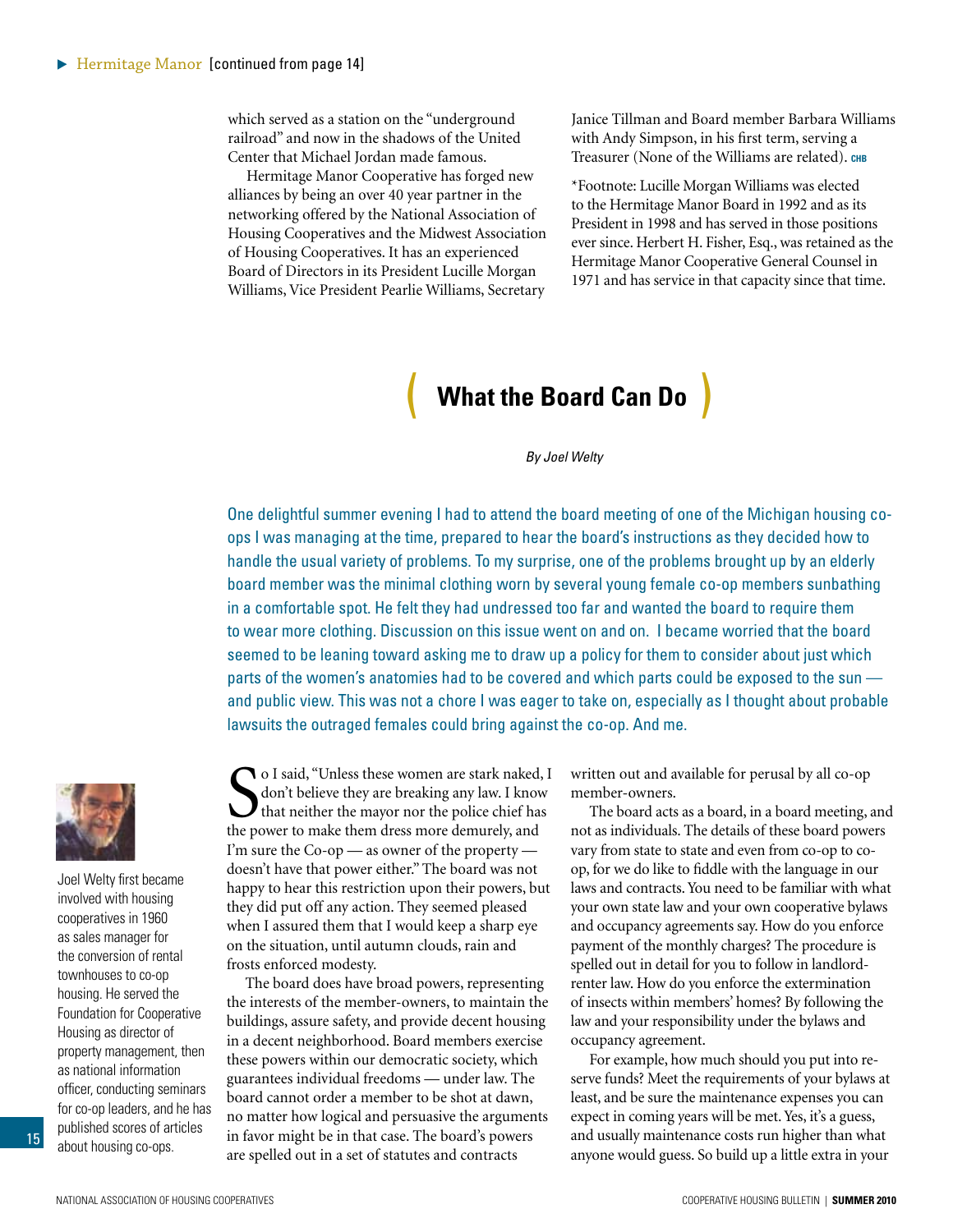Hermitage Manor [continued from page 14]

which served as a station on the "underground railroad" and now in the shadows of the United Center that Michael Jordan made famous.

Hermitage Manor Cooperative has forged new alliances by being an over 40 year partner in the networking offered by the National Association of Housing Cooperatives and the Midwest Association of Housing Cooperatives. It has an experienced Board of Directors in its President Lucille Morgan Williams, Vice President Pearlie Williams, Secretary Janice Tillman and Board member Barbara Williams with Andy Simpson, in his first term, serving a Treasurer (None of the Williams are related). CHB

*Footnote: Lucille Morgan Williams was elected to the Hermitage Manor Board in 1992 and as its President in 1998 and has served in those positions ever since. Herbert H. Fisher, Esq., was retained as the Hermitage Manor Cooperative General Counsel in 1971 and has service in that capacity since that time.

# What the Board Can Do

*By Joel Welty*

One delightful summer evening I had to attend the board meeting of one of the Michigan housing co-ops I was managing at the time, prepared to hear the board's instructions as they decided how to handle the usual variety of problems. To my surprise, one of the problems brought up by an elderly board member was the minimal clothing worn by several young female co-op members sunbathing in a comfortable spot. He felt they had undressed too far and wanted the board to require them to wear more clothing. Discussion on this issue went on and on. I became worried that the board seemed to be leaning toward asking me to draw up a policy for them to consider about just which parts of the women's anatomies had to be covered and which parts could be exposed to the sun — and public view. This was not a chore I was eager to take on, especially as I thought about probable lawsuits the outraged females could bring against the co-op. And me.

Joel Welty first became involved with housing cooperatives in 1960 as sales manager for the conversion of rental townhouses to co-op housing. He served the Foundation for Cooperative Housing as director of property management, then as national information officer, conducting seminars for co-op leaders, and he has published scores of articles about housing co-ops.

So I said, "Unless these women are stark naked, I don't believe they are breaking any law. I know that neither the mayor nor the police chief has the power to make them dress more demurely, and I'm sure the Co-op — as owner of the property — doesn't have that power either." The board was not happy to hear this restriction upon their powers, but they did put off any action. They seemed pleased when I assured them that I would keep a sharp eye on the situation, until autumn clouds, rain and frosts enforced modesty.

The board does have broad powers, representing the interests of the member-owners, to maintain the buildings, assure safety, and provide decent housing in a decent neighborhood. Board members exercise these powers within our democratic society, which guarantees individual freedoms — under law. The board cannot order a member to be shot at dawn, no matter how logical and persuasive the arguments in favor might be in that case. The board's powers are spelled out in a set of statutes and contracts written out and available for perusal by all co-op member-owners.

The board acts as a board, in a board meeting, and not as individuals. The details of these board powers vary from state to state and even from co-op to co-op, for we do like to fiddle with the language in our laws and contracts. You need to be familiar with what your own state law and your own cooperative bylaws and occupancy agreements say. How do you enforce payment of the monthly charges? The procedure is spelled out in detail for you to follow in landlord-renter law. How do you enforce the extermination of insects within members' homes? By following the law and your responsibility under the bylaws and occupancy agreement.

For example, how much should you put into reserve funds? Meet the requirements of your bylaws at least, and be sure the maintenance expenses you can expect in coming years will be met. Yes, it's a guess, and usually maintenance costs run higher than what anyone would guess. So build up a little extra in your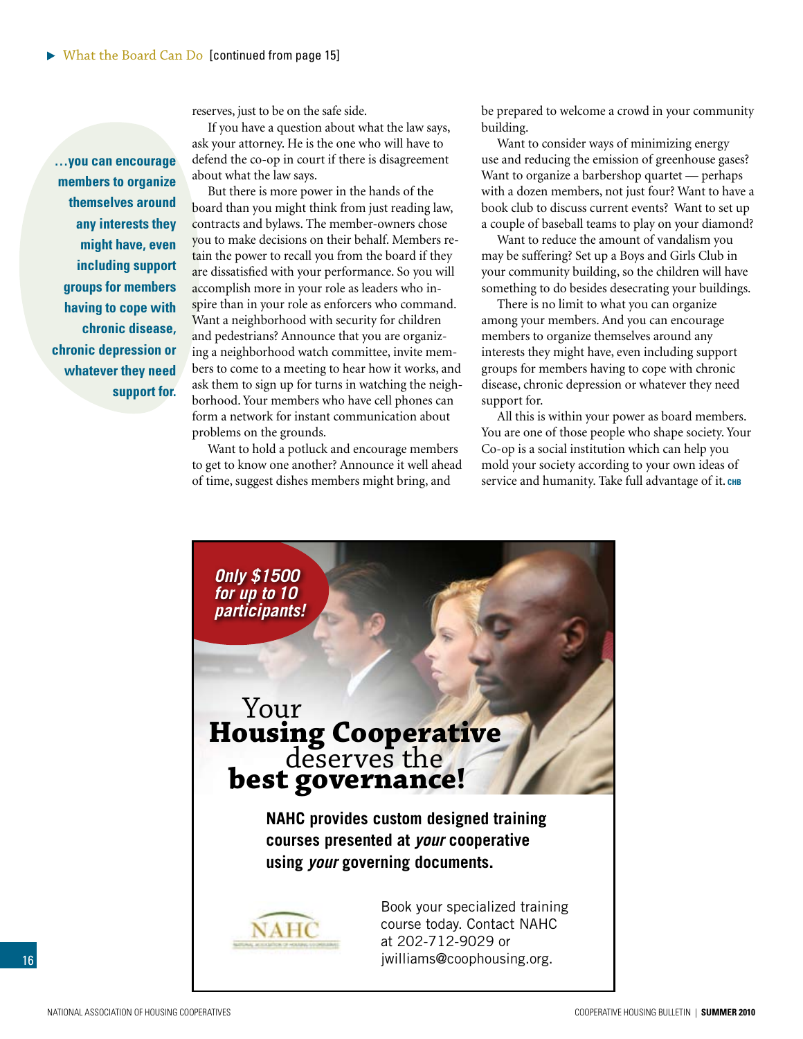▶ What the Board Can Do [continued from page 15]

> **…you can encourage members to organize themselves around any interests they might have, even including support groups for members having to cope with chronic disease, chronic depression or whatever they need support for.**

reserves, just to be on the safe side.

If you have a question about what the law says, ask your attorney. He is the one who will have to defend the co-op in court if there is disagreement about what the law says.

But there is more power in the hands of the board than you might think from just reading law, contracts and bylaws. The member-owners chose you to make decisions on their behalf. Members retain the power to recall you from the board if they are dissatisfied with your performance. So you will accomplish more in your role as leaders who inspire than in your role as enforcers who command. Want a neighborhood with security for children and pedestrians? Announce that you are organizing a neighborhood watch committee, invite members to come to a meeting to hear how it works, and ask them to sign up for turns in watching the neighborhood. Your members who have cell phones can form a network for instant communication about problems on the grounds.

Want to hold a potluck and encourage members to get to know one another? Announce it well ahead of time, suggest dishes members might bring, and be prepared to welcome a crowd in your community building.

Want to consider ways of minimizing energy use and reducing the emission of greenhouse gases? Want to organize a barbershop quartet — perhaps with a dozen members, not just four? Want to have a book club to discuss current events? Want to set up a couple of baseball teams to play on your diamond?

Want to reduce the amount of vandalism you may be suffering? Set up a Boys and Girls Club in your community building, so the children will have something to do besides desecrating your buildings.

There is no limit to what you can organize among your members. And you can encourage members to organize themselves around any interests they might have, even including support groups for members having to cope with chronic disease, chronic depression or whatever they need support for.

All this is within your power as board members. You are one of those people who shape society. Your Co-op is a social institution which can help you mold your society according to your own ideas of service and humanity. Take full advantage of it. CHB

---

***Only $1500 for up to 10 participants!***

Your **Housing Cooperative** deserves the **best governance!**

**NAHC provides custom designed training courses presented at *your* cooperative using *your* governing documents.**

NAHC

Book your specialized training course today. Contact NAHC at 202-712-9029 or jwilliams@coophousing.org.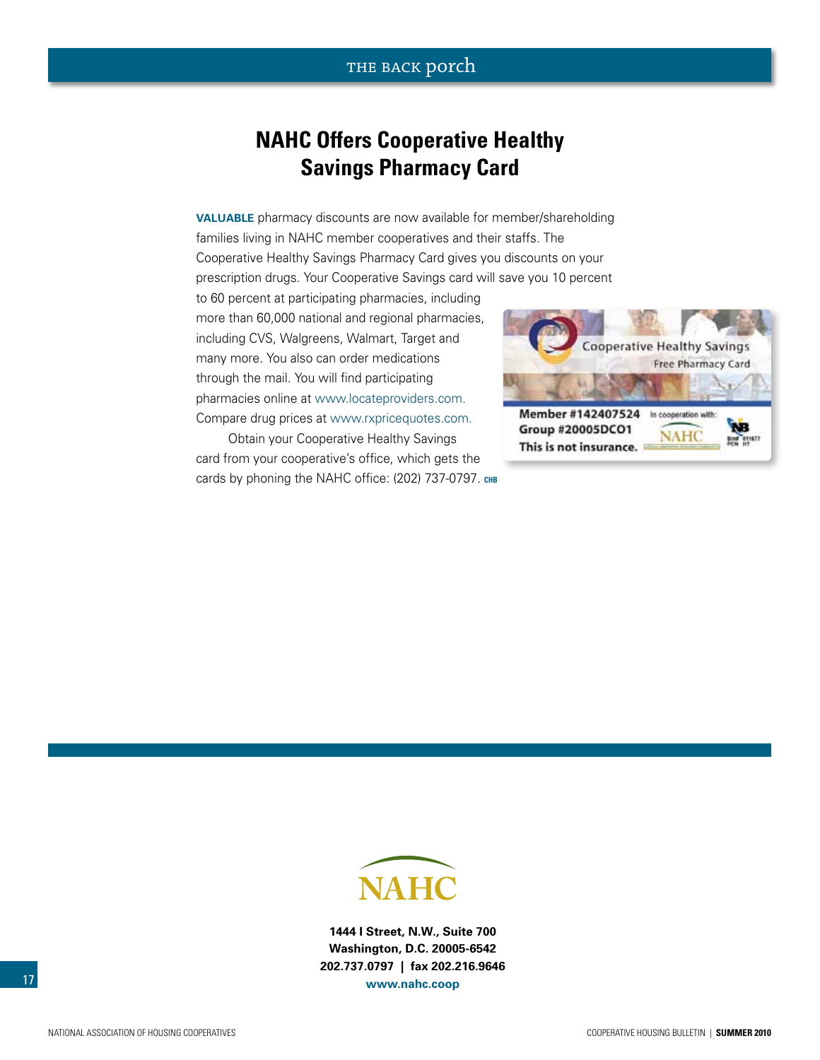## NAHC Offers Cooperative Healthy Savings Pharmacy Card

**VALUABLE** pharmacy discounts are now available for member/shareholding families living in NAHC member cooperatives and their staffs. The Cooperative Healthy Savings Pharmacy Card gives you discounts on your prescription drugs. Your Cooperative Savings card will save you 10 percent to 60 percent at participating pharmacies, including more than 60,000 national and regional pharmacies, including CVS, Walgreens, Walmart, Target and many more. You also can order medications through the mail. You will find participating pharmacies online at www.locateproviders.com. Compare drug prices at www.rxpricequotes.com.

Obtain your Cooperative Healthy Savings card from your cooperative's office, which gets the cards by phoning the NAHC office: (202) 737-0797. CHB

Cooperative Healthy Savings
Free Pharmacy Card
Member #142407524
Group #20005DCO1
This is not insurance.
In cooperation with:
NAHC

NAHC

**1444 I Street, N.W., Suite 700**
**Washington, D.C. 20005-6542**
**202.737.0797 | fax 202.216.9646**
**www.nahc.coop**